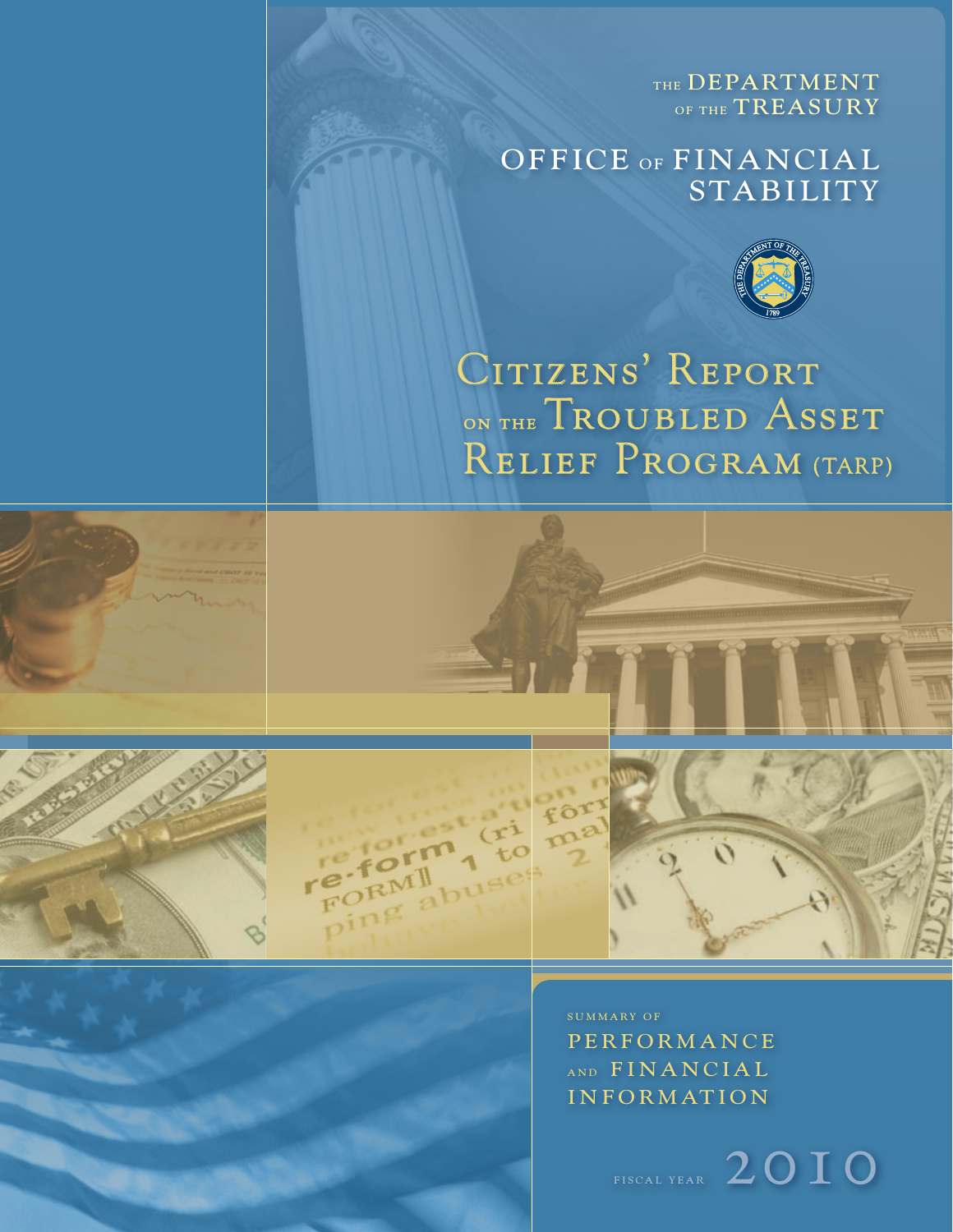THE DEPARTMENT OF THE TREASURY

# OFFICE OF FINANCIAL STABILITY

# Citizens' Report on the Troubled Asset Relief Program (TARP)

SUMMARY OF PERFORMANCE AND FINANCIAL INFORMATION

FISCAL YEAR 2010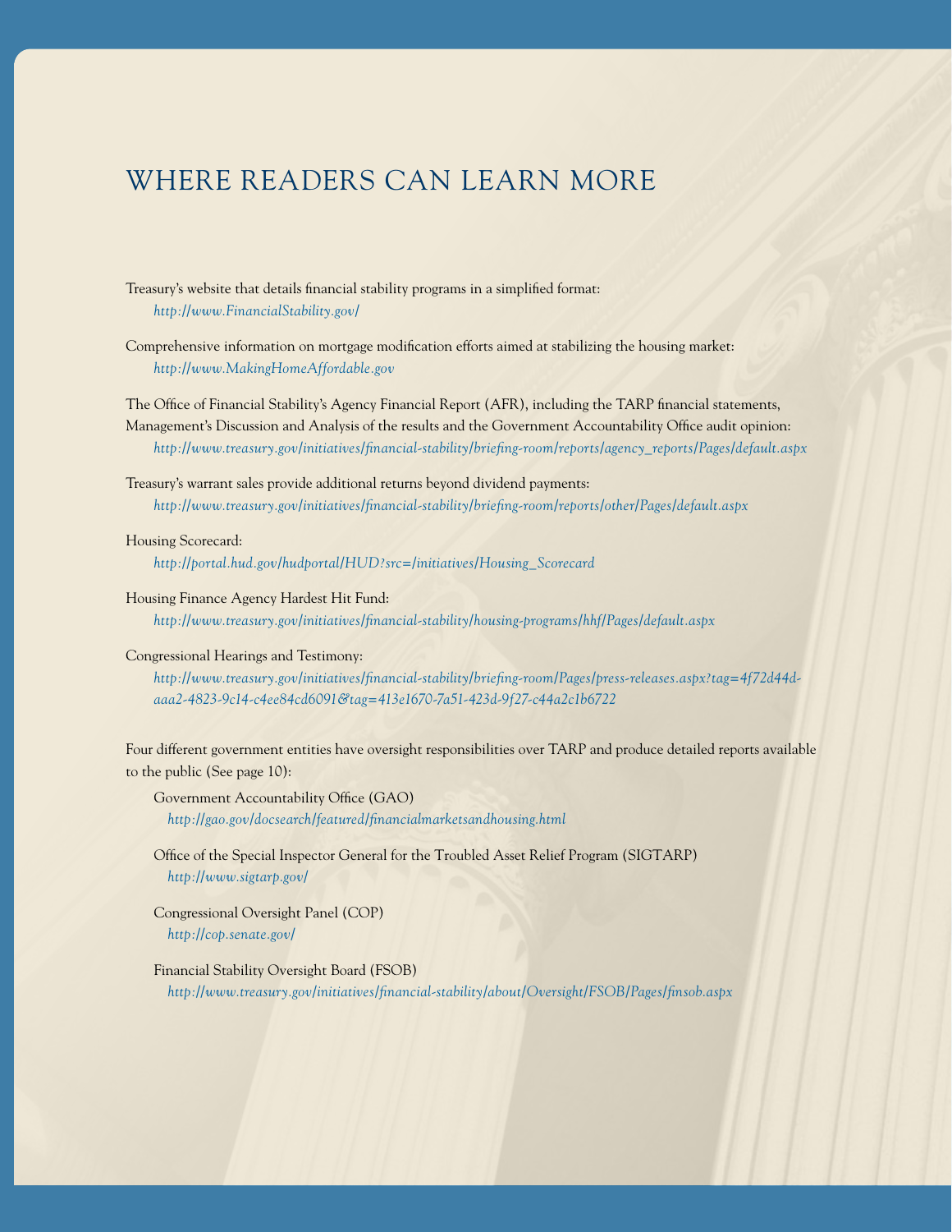# WHERE READERS CAN LEARN MORE

Treasury's website that details financial stability programs in a simplified format:
*http://www.FinancialStability.gov/*

Comprehensive information on mortgage modification efforts aimed at stabilizing the housing market:
*http://www.MakingHomeAffordable.gov*

The Office of Financial Stability's Agency Financial Report (AFR), including the TARP financial statements, Management's Discussion and Analysis of the results and the Government Accountability Office audit opinion:
*http://www.treasury.gov/initiatives/financial-stability/briefing-room/reports/agency_reports/Pages/default.aspx*

Treasury's warrant sales provide additional returns beyond dividend payments:
*http://www.treasury.gov/initiatives/financial-stability/briefing-room/reports/other/Pages/default.aspx*

Housing Scorecard:
*http://portal.hud.gov/hudportal/HUD?src=/initiatives/Housing_Scorecard*

Housing Finance Agency Hardest Hit Fund:
*http://www.treasury.gov/initiatives/financial-stability/housing-programs/hhf/Pages/default.aspx*

Congressional Hearings and Testimony:
*http://www.treasury.gov/initiatives/financial-stability/briefing-room/Pages/press-releases.aspx?tag=4f72d44d-aaa2-4823-9c14-c4ee84cd6091&tag=413e1670-7a51-423d-9f27-c44a2c1b6722*

Four different government entities have oversight responsibilities over TARP and produce detailed reports available to the public (See page 10):

Government Accountability Office (GAO)
*http://gao.gov/docsearch/featured/financialmarketsandhousing.html*

Office of the Special Inspector General for the Troubled Asset Relief Program (SIGTARP)
*http://www.sigtarp.gov/*

Congressional Oversight Panel (COP)
*http://cop.senate.gov/*

Financial Stability Oversight Board (FSOB)
*http://www.treasury.gov/initiatives/financial-stability/about/Oversight/FSOB/Pages/finsob.aspx*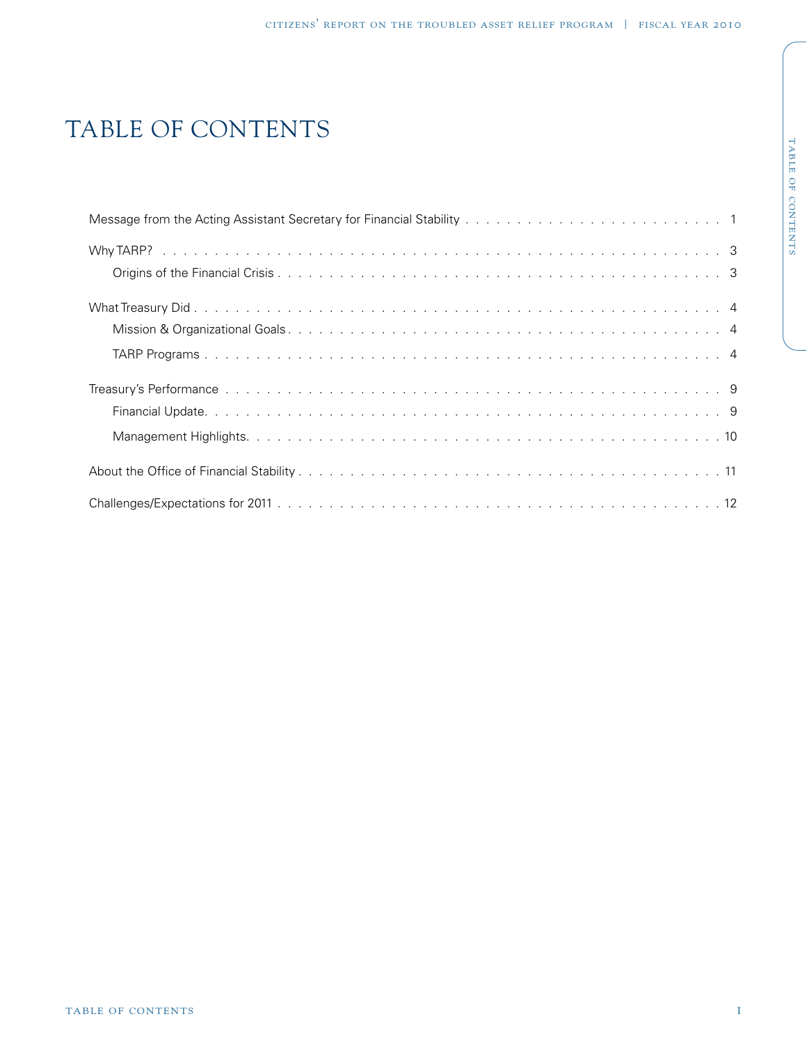# TABLE OF CONTENTS

- Message from the Acting Assistant Secretary for Financial Stability . . . . . 1
- Why TARP? . . . . . 3
  - Origins of the Financial Crisis . . . . . 3
- What Treasury Did . . . . . 4
  - Mission & Organizational Goals . . . . . 4
  - TARP Programs . . . . . 4
- Treasury's Performance . . . . . 9
  - Financial Update . . . . . 9
  - Management Highlights . . . . . 10
- About the Office of Financial Stability . . . . . 11
- Challenges/Expectations for 2011 . . . . . 12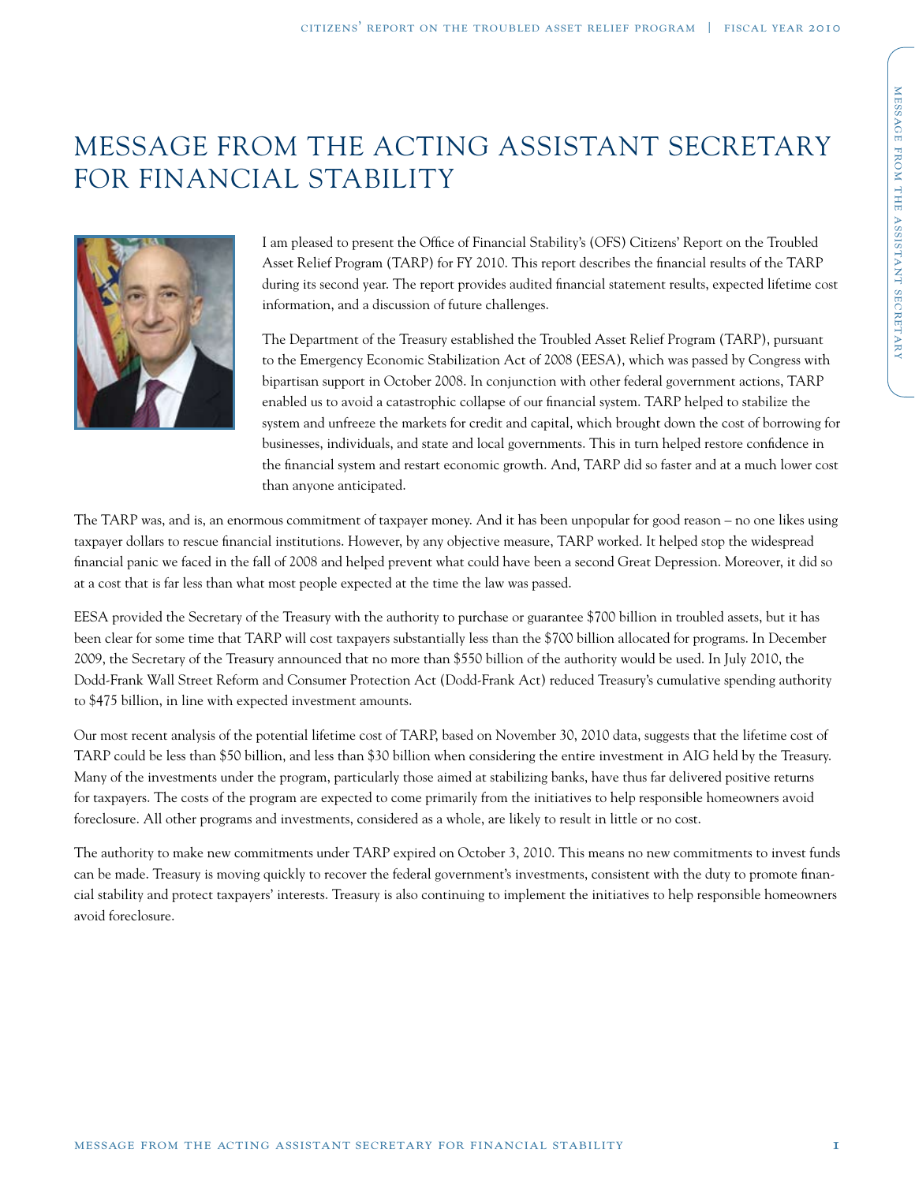# MESSAGE FROM THE ACTING ASSISTANT SECRETARY FOR FINANCIAL STABILITY

I am pleased to present the Office of Financial Stability's (OFS) Citizens' Report on the Troubled Asset Relief Program (TARP) for FY 2010. This report describes the financial results of the TARP during its second year. The report provides audited financial statement results, expected lifetime cost information, and a discussion of future challenges.

The Department of the Treasury established the Troubled Asset Relief Program (TARP), pursuant to the Emergency Economic Stabilization Act of 2008 (EESA), which was passed by Congress with bipartisan support in October 2008. In conjunction with other federal government actions, TARP enabled us to avoid a catastrophic collapse of our financial system. TARP helped to stabilize the system and unfreeze the markets for credit and capital, which brought down the cost of borrowing for businesses, individuals, and state and local governments. This in turn helped restore confidence in the financial system and restart economic growth. And, TARP did so faster and at a much lower cost than anyone anticipated.

The TARP was, and is, an enormous commitment of taxpayer money. And it has been unpopular for good reason – no one likes using taxpayer dollars to rescue financial institutions. However, by any objective measure, TARP worked. It helped stop the widespread financial panic we faced in the fall of 2008 and helped prevent what could have been a second Great Depression. Moreover, it did so at a cost that is far less than what most people expected at the time the law was passed.

EESA provided the Secretary of the Treasury with the authority to purchase or guarantee $700 billion in troubled assets, but it has been clear for some time that TARP will cost taxpayers substantially less than the $700 billion allocated for programs. In December 2009, the Secretary of the Treasury announced that no more than $550 billion of the authority would be used. In July 2010, the Dodd-Frank Wall Street Reform and Consumer Protection Act (Dodd-Frank Act) reduced Treasury's cumulative spending authority to $475 billion, in line with expected investment amounts.

Our most recent analysis of the potential lifetime cost of TARP, based on November 30, 2010 data, suggests that the lifetime cost of TARP could be less than $50 billion, and less than $30 billion when considering the entire investment in AIG held by the Treasury. Many of the investments under the program, particularly those aimed at stabilizing banks, have thus far delivered positive returns for taxpayers. The costs of the program are expected to come primarily from the initiatives to help responsible homeowners avoid foreclosure. All other programs and investments, considered as a whole, are likely to result in little or no cost.

The authority to make new commitments under TARP expired on October 3, 2010. This means no new commitments to invest funds can be made. Treasury is moving quickly to recover the federal government's investments, consistent with the duty to promote financial stability and protect taxpayers' interests. Treasury is also continuing to implement the initiatives to help responsible homeowners avoid foreclosure.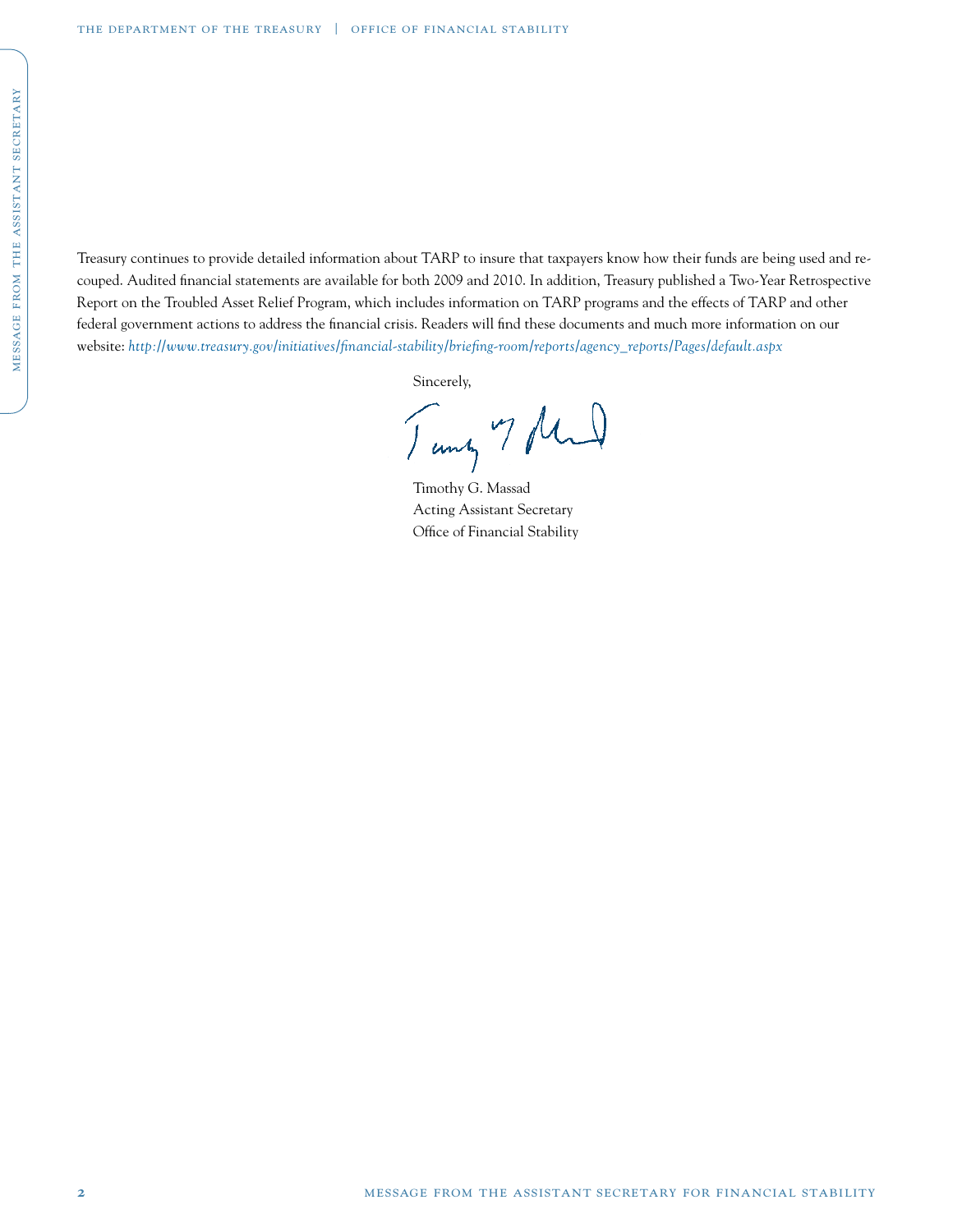Treasury continues to provide detailed information about TARP to insure that taxpayers know how their funds are being used and re-couped. Audited financial statements are available for both 2009 and 2010. In addition, Treasury published a Two-Year Retrospective Report on the Troubled Asset Relief Program, which includes information on TARP programs and the effects of TARP and other federal government actions to address the financial crisis. Readers will find these documents and much more information on our website: *http://www.treasury.gov/initiatives/financial-stability/briefing-room/reports/agency_reports/Pages/default.aspx*

Sincerely,

Timothy G. Massad  
Acting Assistant Secretary  
Office of Financial Stability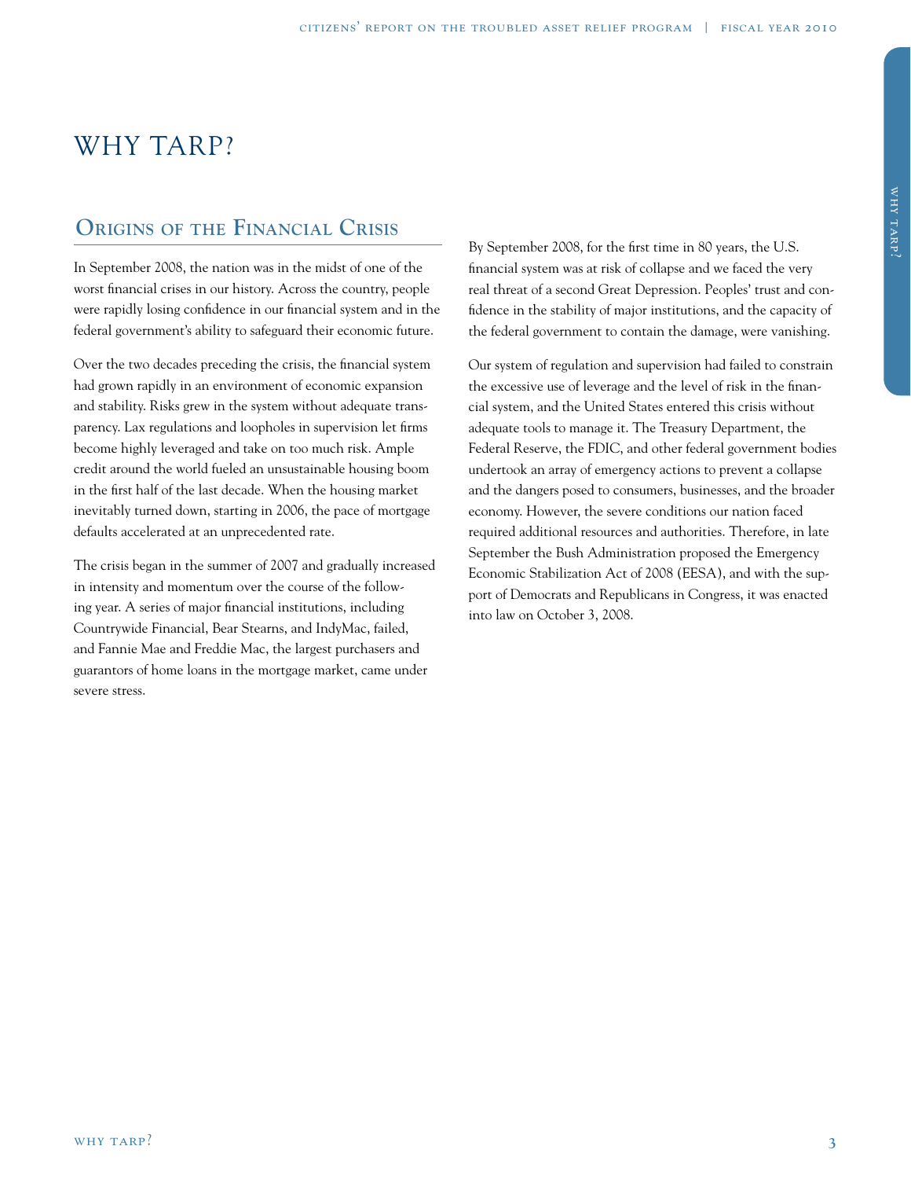# WHY TARP?

## Origins of the Financial Crisis

In September 2008, the nation was in the midst of one of the worst financial crises in our history. Across the country, people were rapidly losing confidence in our financial system and in the federal government's ability to safeguard their economic future.

Over the two decades preceding the crisis, the financial system had grown rapidly in an environment of economic expansion and stability. Risks grew in the system without adequate transparency. Lax regulations and loopholes in supervision let firms become highly leveraged and take on too much risk. Ample credit around the world fueled an unsustainable housing boom in the first half of the last decade. When the housing market inevitably turned down, starting in 2006, the pace of mortgage defaults accelerated at an unprecedented rate.

The crisis began in the summer of 2007 and gradually increased in intensity and momentum over the course of the following year. A series of major financial institutions, including Countrywide Financial, Bear Stearns, and IndyMac, failed, and Fannie Mae and Freddie Mac, the largest purchasers and guarantors of home loans in the mortgage market, came under severe stress.

By September 2008, for the first time in 80 years, the U.S. financial system was at risk of collapse and we faced the very real threat of a second Great Depression. Peoples' trust and confidence in the stability of major institutions, and the capacity of the federal government to contain the damage, were vanishing.

Our system of regulation and supervision had failed to constrain the excessive use of leverage and the level of risk in the financial system, and the United States entered this crisis without adequate tools to manage it. The Treasury Department, the Federal Reserve, the FDIC, and other federal government bodies undertook an array of emergency actions to prevent a collapse and the dangers posed to consumers, businesses, and the broader economy. However, the severe conditions our nation faced required additional resources and authorities. Therefore, in late September the Bush Administration proposed the Emergency Economic Stabilization Act of 2008 (EESA), and with the support of Democrats and Republicans in Congress, it was enacted into law on October 3, 2008.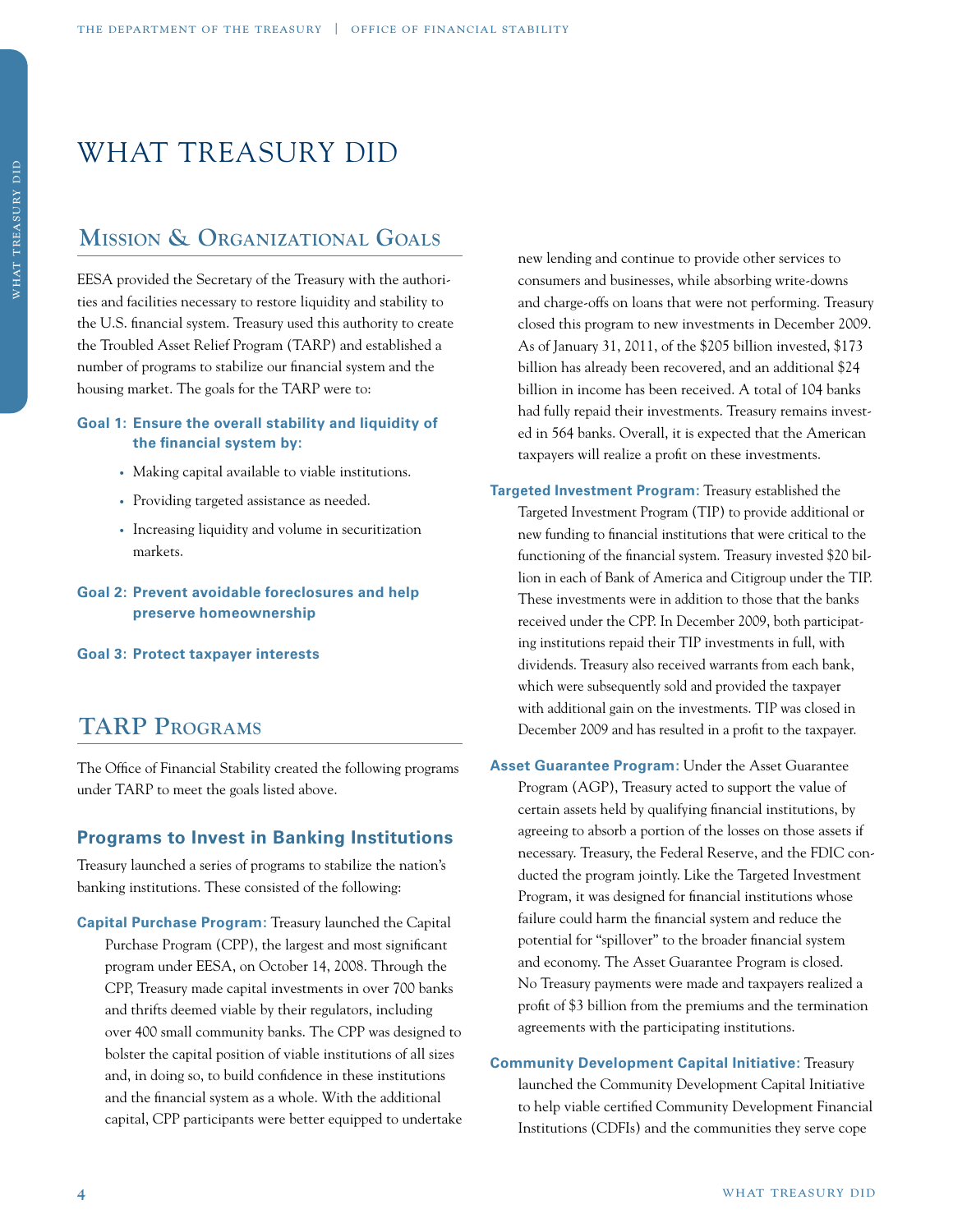# WHAT TREASURY DID

## Mission & Organizational Goals

EESA provided the Secretary of the Treasury with the authorities and facilities necessary to restore liquidity and stability to the U.S. financial system. Treasury used this authority to create the Troubled Asset Relief Program (TARP) and established a number of programs to stabilize our financial system and the housing market. The goals for the TARP were to:

**Goal 1: Ensure the overall stability and liquidity of the financial system by:**

- Making capital available to viable institutions.
- Providing targeted assistance as needed.
- Increasing liquidity and volume in securitization markets.

**Goal 2: Prevent avoidable foreclosures and help preserve homeownership**

**Goal 3: Protect taxpayer interests**

## TARP Programs

The Office of Financial Stability created the following programs under TARP to meet the goals listed above.

### Programs to Invest in Banking Institutions

Treasury launched a series of programs to stabilize the nation's banking institutions. These consisted of the following:

**Capital Purchase Program:** Treasury launched the Capital Purchase Program (CPP), the largest and most significant program under EESA, on October 14, 2008. Through the CPP, Treasury made capital investments in over 700 banks and thrifts deemed viable by their regulators, including over 400 small community banks. The CPP was designed to bolster the capital position of viable institutions of all sizes and, in doing so, to build confidence in these institutions and the financial system as a whole. With the additional capital, CPP participants were better equipped to undertake new lending and continue to provide other services to consumers and businesses, while absorbing write-downs and charge-offs on loans that were not performing. Treasury closed this program to new investments in December 2009. As of January 31, 2011, of the $205 billion invested, $173 billion has already been recovered, and an additional $24 billion in income has been received. A total of 104 banks had fully repaid their investments. Treasury remains invested in 564 banks. Overall, it is expected that the American taxpayers will realize a profit on these investments.

**Targeted Investment Program:** Treasury established the Targeted Investment Program (TIP) to provide additional or new funding to financial institutions that were critical to the functioning of the financial system. Treasury invested $20 billion in each of Bank of America and Citigroup under the TIP. These investments were in addition to those that the banks received under the CPP. In December 2009, both participating institutions repaid their TIP investments in full, with dividends. Treasury also received warrants from each bank, which were subsequently sold and provided the taxpayer with additional gain on the investments. TIP was closed in December 2009 and has resulted in a profit to the taxpayer.

**Asset Guarantee Program:** Under the Asset Guarantee Program (AGP), Treasury acted to support the value of certain assets held by qualifying financial institutions, by agreeing to absorb a portion of the losses on those assets if necessary. Treasury, the Federal Reserve, and the FDIC conducted the program jointly. Like the Targeted Investment Program, it was designed for financial institutions whose failure could harm the financial system and reduce the potential for "spillover" to the broader financial system and economy. The Asset Guarantee Program is closed. No Treasury payments were made and taxpayers realized a profit of $3 billion from the premiums and the termination agreements with the participating institutions.

**Community Development Capital Initiative:** Treasury launched the Community Development Capital Initiative to help viable certified Community Development Financial Institutions (CDFIs) and the communities they serve cope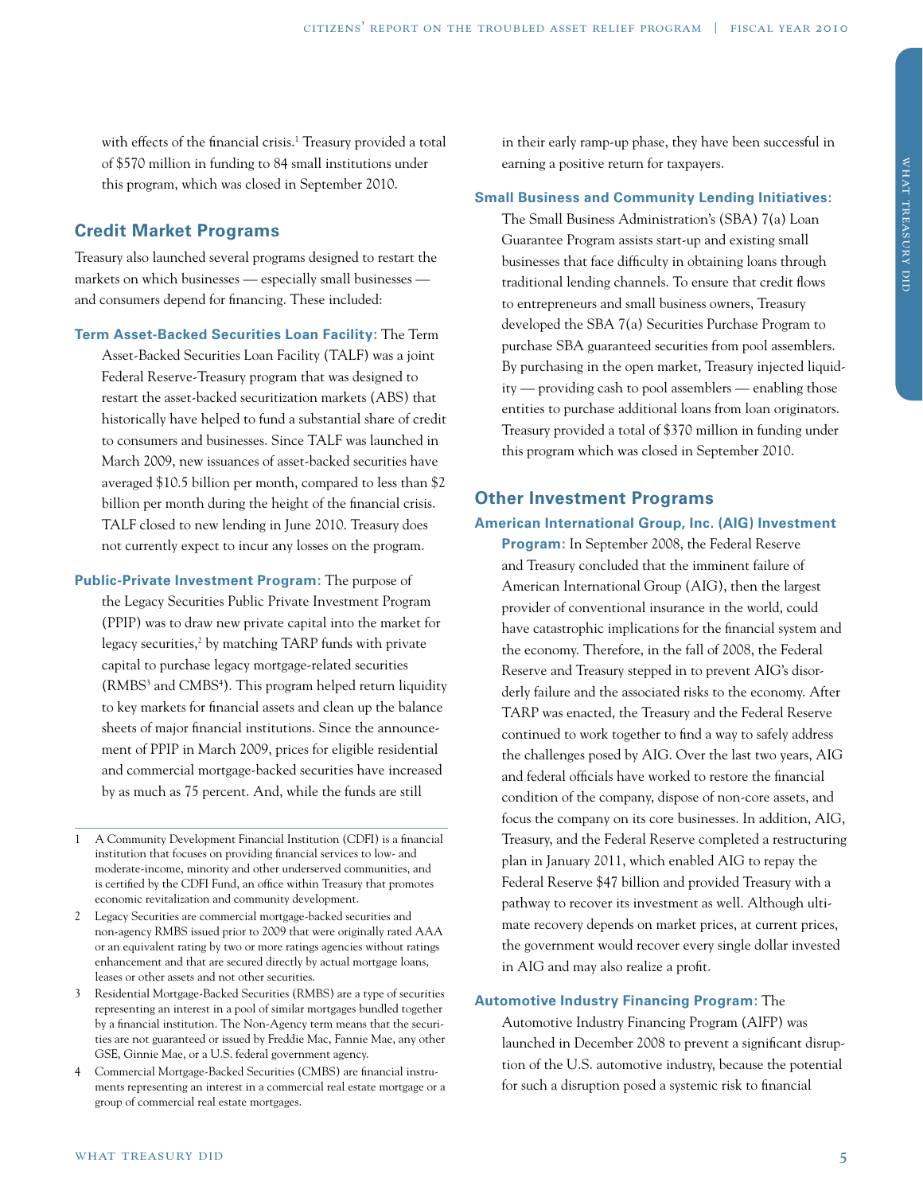with effects of the financial crisis.[1] Treasury provided a total of $570 million in funding to 84 small institutions under this program, which was closed in September 2010.

## Credit Market Programs

Treasury also launched several programs designed to restart the markets on which businesses — especially small businesses — and consumers depend for financing. These included:

**Term Asset-Backed Securities Loan Facility:** The Term Asset-Backed Securities Loan Facility (TALF) was a joint Federal Reserve-Treasury program that was designed to restart the asset-backed securitization markets (ABS) that historically have helped to fund a substantial share of credit to consumers and businesses. Since TALF was launched in March 2009, new issuances of asset-backed securities have averaged $10.5 billion per month, compared to less than $2 billion per month during the height of the financial crisis. TALF closed to new lending in June 2010. Treasury does not currently expect to incur any losses on the program.

**Public-Private Investment Program:** The purpose of the Legacy Securities Public Private Investment Program (PPIP) was to draw new private capital into the market for legacy securities,[2] by matching TARP funds with private capital to purchase legacy mortgage-related securities (RMBS[3] and CMBS[4]). This program helped return liquidity to key markets for financial assets and clean up the balance sheets of major financial institutions. Since the announcement of PPIP in March 2009, prices for eligible residential and commercial mortgage-backed securities have increased by as much as 75 percent. And, while the funds are still in their early ramp-up phase, they have been successful in earning a positive return for taxpayers.

**Small Business and Community Lending Initiatives:** The Small Business Administration's (SBA) 7(a) Loan Guarantee Program assists start-up and existing small businesses that face difficulty in obtaining loans through traditional lending channels. To ensure that credit flows to entrepreneurs and small business owners, Treasury developed the SBA 7(a) Securities Purchase Program to purchase SBA guaranteed securities from pool assemblers. By purchasing in the open market, Treasury injected liquidity — providing cash to pool assemblers — enabling those entities to purchase additional loans from loan originators. Treasury provided a total of $370 million in funding under this program which was closed in September 2010.

## Other Investment Programs

**American International Group, Inc. (AIG) Investment Program:** In September 2008, the Federal Reserve and Treasury concluded that the imminent failure of American International Group (AIG), then the largest provider of conventional insurance in the world, could have catastrophic implications for the financial system and the economy. Therefore, in the fall of 2008, the Federal Reserve and Treasury stepped in to prevent AIG's disorderly failure and the associated risks to the economy. After TARP was enacted, the Treasury and the Federal Reserve continued to work together to find a way to safely address the challenges posed by AIG. Over the last two years, AIG and federal officials have worked to restore the financial condition of the company, dispose of non-core assets, and focus the company on its core businesses. In addition, AIG, Treasury, and the Federal Reserve completed a restructuring plan in January 2011, which enabled AIG to repay the Federal Reserve $47 billion and provided Treasury with a pathway to recover its investment as well. Although ultimate recovery depends on market prices, at current prices, the government would recover every single dollar invested in AIG and may also realize a profit.

**Automotive Industry Financing Program:** The Automotive Industry Financing Program (AIFP) was launched in December 2008 to prevent a significant disruption of the U.S. automotive industry, because the potential for such a disruption posed a systemic risk to financial

---

1 A Community Development Financial Institution (CDFI) is a financial institution that focuses on providing financial services to low- and moderate-income, minority and other underserved communities, and is certified by the CDFI Fund, an office within Treasury that promotes economic revitalization and community development.

2 Legacy Securities are commercial mortgage-backed securities and non-agency RMBS issued prior to 2009 that were originally rated AAA or an equivalent rating by two or more ratings agencies without ratings enhancement and that are secured directly by actual mortgage loans, leases or other assets and not other securities.

3 Residential Mortgage-Backed Securities (RMBS) are a type of securities representing an interest in a pool of similar mortgages bundled together by a financial institution. The Non-Agency term means that the securities are not guaranteed or issued by Freddie Mac, Fannie Mae, any other GSE, Ginnie Mae, or a U.S. federal government agency.

4 Commercial Mortgage-Backed Securities (CMBS) are financial instruments representing an interest in a commercial real estate mortgage or a group of commercial real estate mortgages.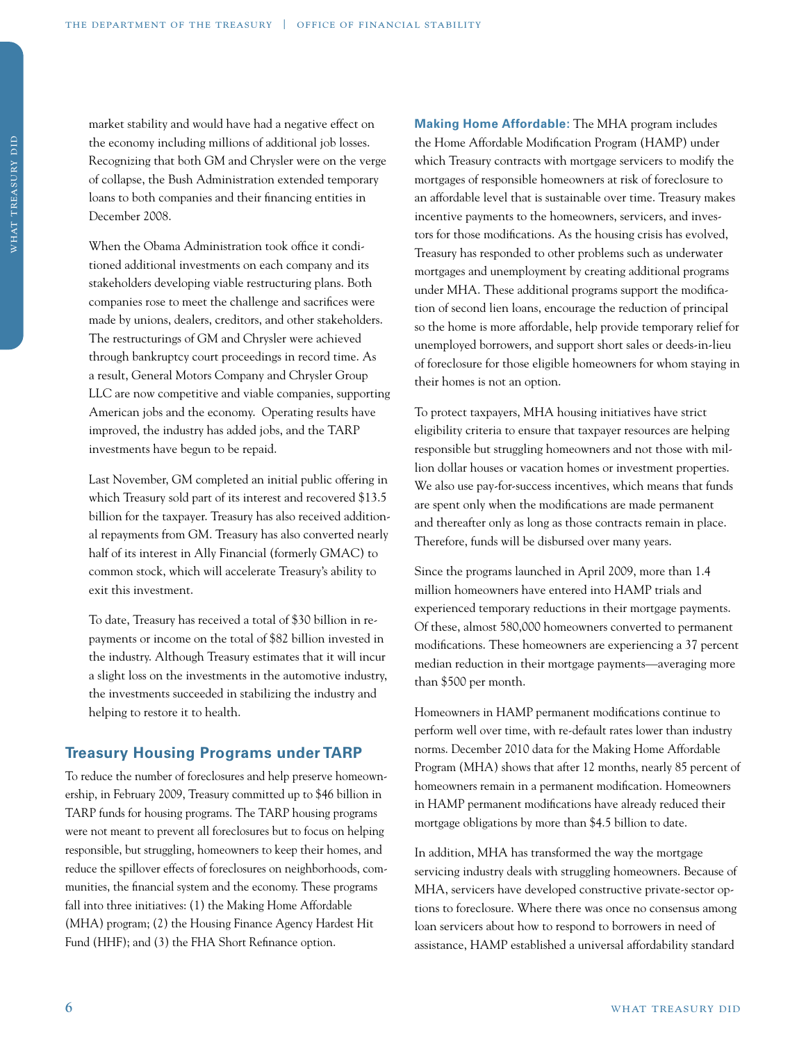market stability and would have had a negative effect on the economy including millions of additional job losses. Recognizing that both GM and Chrysler were on the verge of collapse, the Bush Administration extended temporary loans to both companies and their financing entities in December 2008.

When the Obama Administration took office it conditioned additional investments on each company and its stakeholders developing viable restructuring plans. Both companies rose to meet the challenge and sacrifices were made by unions, dealers, creditors, and other stakeholders. The restructurings of GM and Chrysler were achieved through bankruptcy court proceedings in record time. As a result, General Motors Company and Chrysler Group LLC are now competitive and viable companies, supporting American jobs and the economy. Operating results have improved, the industry has added jobs, and the TARP investments have begun to be repaid.

Last November, GM completed an initial public offering in which Treasury sold part of its interest and recovered $13.5 billion for the taxpayer. Treasury has also received additional repayments from GM. Treasury has also converted nearly half of its interest in Ally Financial (formerly GMAC) to common stock, which will accelerate Treasury's ability to exit this investment.

To date, Treasury has received a total of $30 billion in repayments or income on the total of $82 billion invested in the industry. Although Treasury estimates that it will incur a slight loss on the investments in the automotive industry, the investments succeeded in stabilizing the industry and helping to restore it to health.

## Treasury Housing Programs under TARP

To reduce the number of foreclosures and help preserve homeownership, in February 2009, Treasury committed up to $46 billion in TARP funds for housing programs. The TARP housing programs were not meant to prevent all foreclosures but to focus on helping responsible, but struggling, homeowners to keep their homes, and reduce the spillover effects of foreclosures on neighborhoods, communities, the financial system and the economy. These programs fall into three initiatives: (1) the Making Home Affordable (MHA) program; (2) the Housing Finance Agency Hardest Hit Fund (HHF); and (3) the FHA Short Refinance option.

**Making Home Affordable:** The MHA program includes the Home Affordable Modification Program (HAMP) under which Treasury contracts with mortgage servicers to modify the mortgages of responsible homeowners at risk of foreclosure to an affordable level that is sustainable over time. Treasury makes incentive payments to the homeowners, servicers, and investors for those modifications. As the housing crisis has evolved, Treasury has responded to other problems such as underwater mortgages and unemployment by creating additional programs under MHA. These additional programs support the modification of second lien loans, encourage the reduction of principal so the home is more affordable, help provide temporary relief for unemployed borrowers, and support short sales or deeds-in-lieu of foreclosure for those eligible homeowners for whom staying in their homes is not an option.

To protect taxpayers, MHA housing initiatives have strict eligibility criteria to ensure that taxpayer resources are helping responsible but struggling homeowners and not those with million dollar houses or vacation homes or investment properties. We also use pay-for-success incentives, which means that funds are spent only when the modifications are made permanent and thereafter only as long as those contracts remain in place. Therefore, funds will be disbursed over many years.

Since the programs launched in April 2009, more than 1.4 million homeowners have entered into HAMP trials and experienced temporary reductions in their mortgage payments. Of these, almost 580,000 homeowners converted to permanent modifications. These homeowners are experiencing a 37 percent median reduction in their mortgage payments—averaging more than $500 per month.

Homeowners in HAMP permanent modifications continue to perform well over time, with re-default rates lower than industry norms. December 2010 data for the Making Home Affordable Program (MHA) shows that after 12 months, nearly 85 percent of homeowners remain in a permanent modification. Homeowners in HAMP permanent modifications have already reduced their mortgage obligations by more than $4.5 billion to date.

In addition, MHA has transformed the way the mortgage servicing industry deals with struggling homeowners. Because of MHA, servicers have developed constructive private-sector options to foreclosure. Where there was once no consensus among loan servicers about how to respond to borrowers in need of assistance, HAMP established a universal affordability standard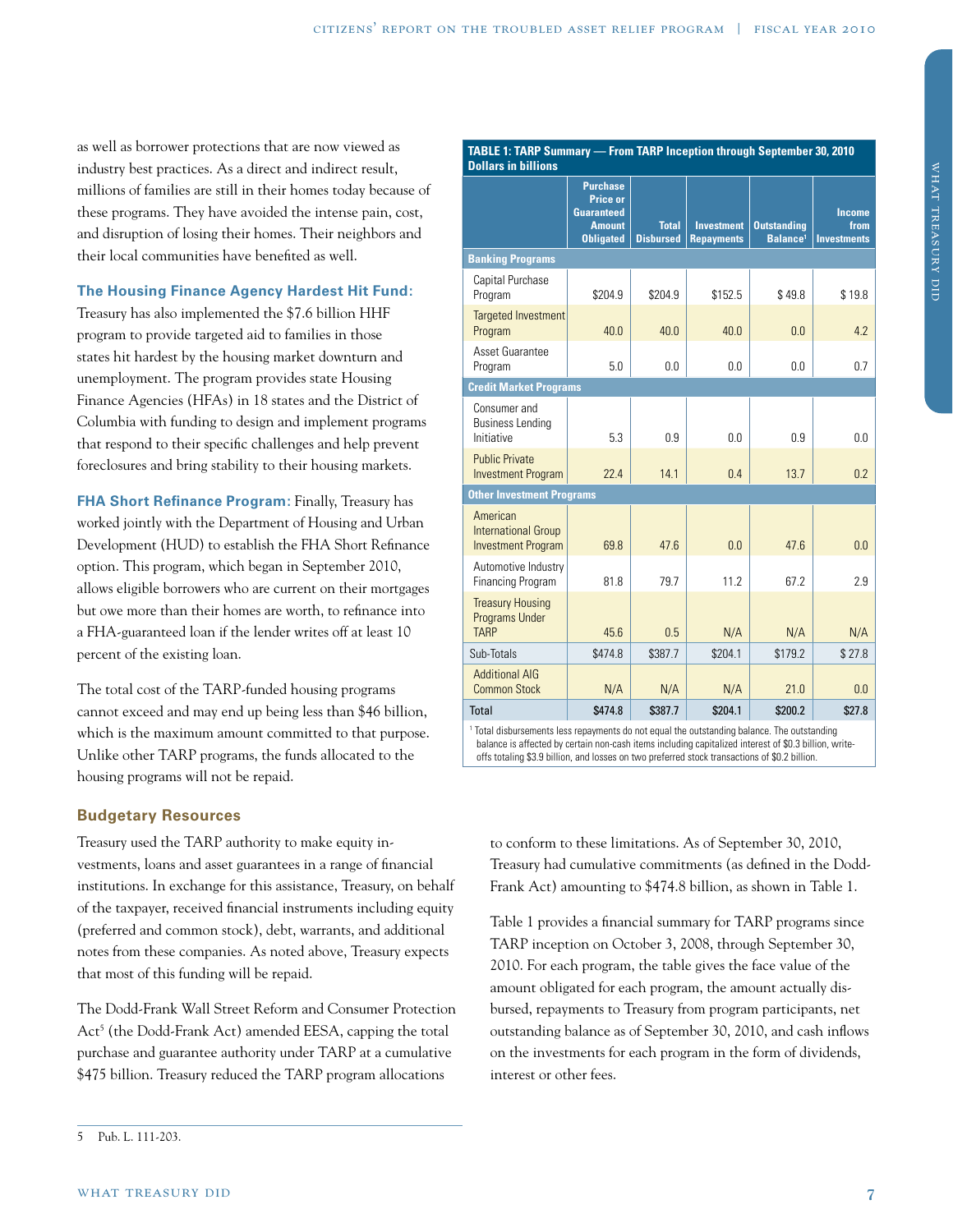as well as borrower protections that are now viewed as industry best practices. As a direct and indirect result, millions of families are still in their homes today because of these programs. They have avoided the intense pain, cost, and disruption of losing their homes. Their neighbors and their local communities have benefited as well.

**The Housing Finance Agency Hardest Hit Fund:** Treasury has also implemented the $7.6 billion HHF program to provide targeted aid to families in those states hit hardest by the housing market downturn and unemployment. The program provides state Housing Finance Agencies (HFAs) in 18 states and the District of Columbia with funding to design and implement programs that respond to their specific challenges and help prevent foreclosures and bring stability to their housing markets.

**FHA Short Refinance Program:** Finally, Treasury has worked jointly with the Department of Housing and Urban Development (HUD) to establish the FHA Short Refinance option. This program, which began in September 2010, allows eligible borrowers who are current on their mortgages but owe more than their homes are worth, to refinance into a FHA-guaranteed loan if the lender writes off at least 10 percent of the existing loan.

The total cost of the TARP-funded housing programs cannot exceed and may end up being less than $46 billion, which is the maximum amount committed to that purpose. Unlike other TARP programs, the funds allocated to the housing programs will not be repaid.

**TABLE 1: TARP Summary — From TARP Inception through September 30, 2010**
**Dollars in billions**

| | Purchase Price or Guaranteed Amount Obligated | Total Disbursed | Investment Repayments | Outstanding Balance[1] | Income from Investments |
|---|---|---|---|---|---|
| **Banking Programs** | | | | | |
| Capital Purchase Program | $204.9 | $204.9 | $152.5 | $ 49.8 | $ 19.8 |
| Targeted Investment Program | 40.0 | 40.0 | 40.0 | 0.0 | 4.2 |
| Asset Guarantee Program | 5.0 | 0.0 | 0.0 | 0.0 | 0.7 |
| **Credit Market Programs** | | | | | |
| Consumer and Business Lending Initiative | 5.3 | 0.9 | 0.0 | 0.9 | 0.0 |
| Public Private Investment Program | 22.4 | 14.1 | 0.4 | 13.7 | 0.2 |
| **Other Investment Programs** | | | | | |
| American International Group Investment Program | 69.8 | 47.6 | 0.0 | 47.6 | 0.0 |
| Automotive Industry Financing Program | 81.8 | 79.7 | 11.2 | 67.2 | 2.9 |
| Treasury Housing Programs Under TARP | 45.6 | 0.5 | N/A | N/A | N/A |
| Sub-Totals | $474.8 | $387.7 | $204.1 | $179.2 | $ 27.8 |
| Additional AIG Common Stock | N/A | N/A | N/A | 21.0 | 0.0 |
| **Total** | **$474.8** | **$387.7** | **$204.1** | **$200.2** | **$27.8** |

[1] Total disbursements less repayments do not equal the outstanding balance. The outstanding balance is affected by certain non-cash items including capitalized interest of $0.3 billion, write-offs totaling $3.9 billion, and losses on two preferred stock transactions of $0.2 billion.

## Budgetary Resources

Treasury used the TARP authority to make equity investments, loans and asset guarantees in a range of financial institutions. In exchange for this assistance, Treasury, on behalf of the taxpayer, received financial instruments including equity (preferred and common stock), debt, warrants, and additional notes from these companies. As noted above, Treasury expects that most of this funding will be repaid.

The Dodd-Frank Wall Street Reform and Consumer Protection Act[5] (the Dodd-Frank Act) amended EESA, capping the total purchase and guarantee authority under TARP at a cumulative $475 billion. Treasury reduced the TARP program allocations to conform to these limitations. As of September 30, 2010, Treasury had cumulative commitments (as defined in the Dodd-Frank Act) amounting to $474.8 billion, as shown in Table 1.

Table 1 provides a financial summary for TARP programs since TARP inception on October 3, 2008, through September 30, 2010. For each program, the table gives the face value of the amount obligated for each program, the amount actually disbursed, repayments to Treasury from program participants, net outstanding balance as of September 30, 2010, and cash inflows on the investments for each program in the form of dividends, interest or other fees.

5 Pub. L. 111-203.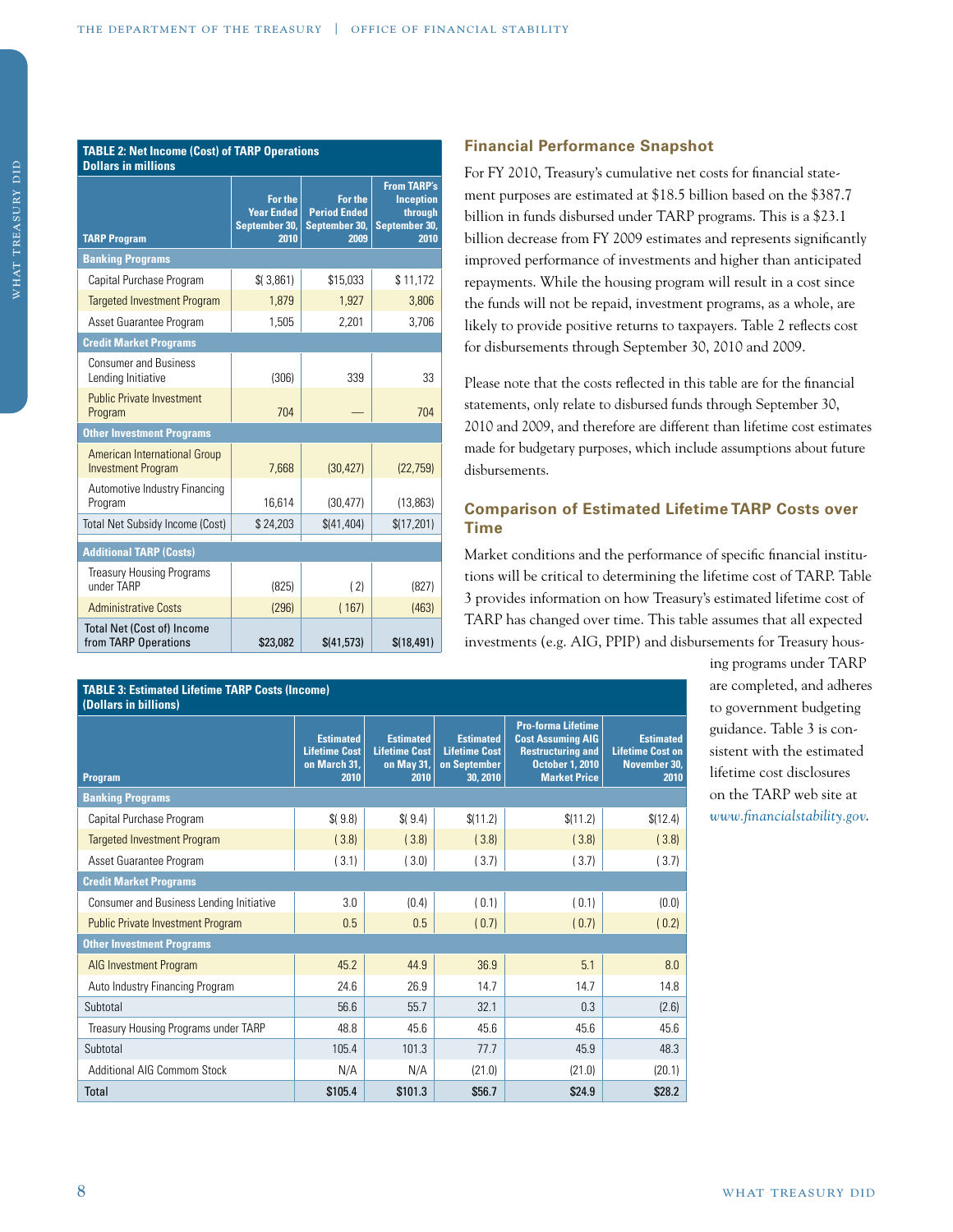**TABLE 2: Net Income (Cost) of TARP Operations**
**Dollars in millions**

| TARP Program | For the Year Ended September 30, 2010 | For the Period Ended September 30, 2009 | From TARP's Inception through September 30, 2010 |
|---|---|---|---|
| **Banking Programs** | | | |
| Capital Purchase Program | $( 3,861) | $15,033 | $ 11,172 |
| Targeted Investment Program | 1,879 | 1,927 | 3,806 |
| Asset Guarantee Program | 1,505 | 2,201 | 3,706 |
| **Credit Market Programs** | | | |
| Consumer and Business Lending Initiative | (306) | 339 | 33 |
| Public Private Investment Program | 704 | — | 704 |
| **Other Investment Programs** | | | |
| American International Group Investment Program | 7,668 | (30,427) | (22,759) |
| Automotive Industry Financing Program | 16,614 | (30,477) | (13,863) |
| Total Net Subsidy Income (Cost) | $ 24,203 | $(41,404) | $(17,201) |
| **Additional TARP (Costs)** | | | |
| Treasury Housing Programs under TARP | (825) | ( 2) | (827) |
| Administrative Costs | (296) | ( 167) | (463) |
| Total Net (Cost of) Income from TARP Operations | $23,082 | $(41,573) | $(18,491) |

## Financial Performance Snapshot

For FY 2010, Treasury's cumulative net costs for financial statement purposes are estimated at $18.5 billion based on the $387.7 billion in funds disbursed under TARP programs. This is a $23.1 billion decrease from FY 2009 estimates and represents significantly improved performance of investments and higher than anticipated repayments. While the housing program will result in a cost since the funds will not be repaid, investment programs, as a whole, are likely to provide positive returns to taxpayers. Table 2 reflects cost for disbursements through September 30, 2010 and 2009.

Please note that the costs reflected in this table are for the financial statements, only relate to disbursed funds through September 30, 2010 and 2009, and therefore are different than lifetime cost estimates made for budgetary purposes, which include assumptions about future disbursements.

## Comparison of Estimated Lifetime TARP Costs over Time

Market conditions and the performance of specific financial institutions will be critical to determining the lifetime cost of TARP. Table 3 provides information on how Treasury's estimated lifetime cost of TARP has changed over time. This table assumes that all expected investments (e.g. AIG, PPIP) and disbursements for Treasury housing programs under TARP are completed, and adheres to government budgeting guidance. Table 3 is consistent with the estimated lifetime cost disclosures on the TARP web site at *www.financialstability.gov*.

**TABLE 3: Estimated Lifetime TARP Costs (Income)**
**(Dollars in billions)**

| Program | Estimated Lifetime Cost on March 31, 2010 | Estimated Lifetime Cost on May 31, 2010 | Estimated Lifetime Cost on September 30, 2010 | Pro-forma Lifetime Cost Assuming AIG Restructuring and October 1, 2010 Market Price | Estimated Lifetime Cost on November 30, 2010 |
|---|---|---|---|---|---|
| **Banking Programs** | | | | | |
| Capital Purchase Program | $( 9.8) | $( 9.4) | $(11.2) | $(11.2) | $(12.4) |
| Targeted Investment Program | ( 3.8) | ( 3.8) | ( 3.8) | ( 3.8) | ( 3.8) |
| Asset Guarantee Program | ( 3.1) | ( 3.0) | ( 3.7) | ( 3.7) | ( 3.7) |
| **Credit Market Programs** | | | | | |
| Consumer and Business Lending Initiative | 3.0 | (0.4) | ( 0.1) | ( 0.1) | (0.0) |
| Public Private Investment Program | 0.5 | 0.5 | ( 0.7) | ( 0.7) | ( 0.2) |
| **Other Investment Programs** | | | | | |
| AIG Investment Program | 45.2 | 44.9 | 36.9 | 5.1 | 8.0 |
| Auto Industry Financing Program | 24.6 | 26.9 | 14.7 | 14.7 | 14.8 |
| Subtotal | 56.6 | 55.7 | 32.1 | 0.3 | (2.6) |
| Treasury Housing Programs under TARP | 48.8 | 45.6 | 45.6 | 45.6 | 45.6 |
| Subtotal | 105.4 | 101.3 | 77.7 | 45.9 | 48.3 |
| Additional AIG Commom Stock | N/A | N/A | (21.0) | (21.0) | (20.1) |
| Total | $105.4 | $101.3 | $56.7 | $24.9 | $28.2 |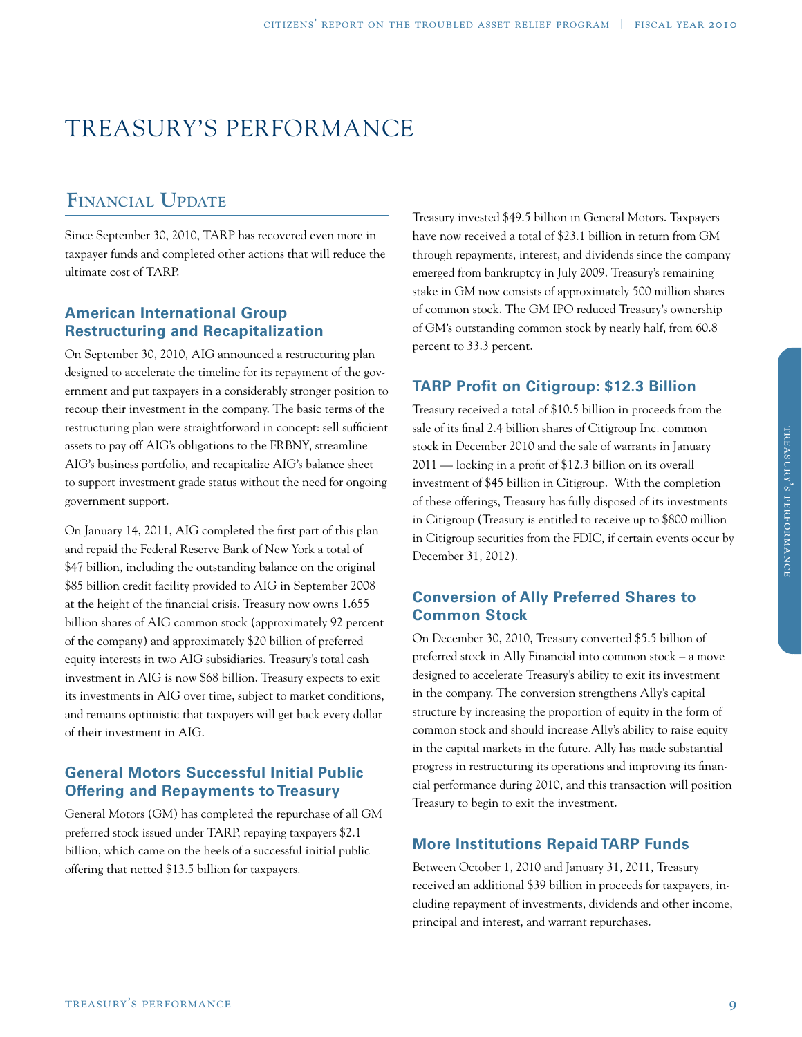# TREASURY'S PERFORMANCE

## Financial Update

Since September 30, 2010, TARP has recovered even more in taxpayer funds and completed other actions that will reduce the ultimate cost of TARP.

### American International Group Restructuring and Recapitalization

On September 30, 2010, AIG announced a restructuring plan designed to accelerate the timeline for its repayment of the government and put taxpayers in a considerably stronger position to recoup their investment in the company. The basic terms of the restructuring plan were straightforward in concept: sell sufficient assets to pay off AIG's obligations to the FRBNY, streamline AIG's business portfolio, and recapitalize AIG's balance sheet to support investment grade status without the need for ongoing government support.

On January 14, 2011, AIG completed the first part of this plan and repaid the Federal Reserve Bank of New York a total of $47 billion, including the outstanding balance on the original $85 billion credit facility provided to AIG in September 2008 at the height of the financial crisis. Treasury now owns 1.655 billion shares of AIG common stock (approximately 92 percent of the company) and approximately $20 billion of preferred equity interests in two AIG subsidiaries. Treasury's total cash investment in AIG is now $68 billion. Treasury expects to exit its investments in AIG over time, subject to market conditions, and remains optimistic that taxpayers will get back every dollar of their investment in AIG.

### General Motors Successful Initial Public Offering and Repayments to Treasury

General Motors (GM) has completed the repurchase of all GM preferred stock issued under TARP, repaying taxpayers $2.1 billion, which came on the heels of a successful initial public offering that netted $13.5 billion for taxpayers.

Treasury invested $49.5 billion in General Motors. Taxpayers have now received a total of $23.1 billion in return from GM through repayments, interest, and dividends since the company emerged from bankruptcy in July 2009. Treasury's remaining stake in GM now consists of approximately 500 million shares of common stock. The GM IPO reduced Treasury's ownership of GM's outstanding common stock by nearly half, from 60.8 percent to 33.3 percent.

### TARP Profit on Citigroup: $12.3 Billion

Treasury received a total of $10.5 billion in proceeds from the sale of its final 2.4 billion shares of Citigroup Inc. common stock in December 2010 and the sale of warrants in January 2011 — locking in a profit of $12.3 billion on its overall investment of $45 billion in Citigroup. With the completion of these offerings, Treasury has fully disposed of its investments in Citigroup (Treasury is entitled to receive up to $800 million in Citigroup securities from the FDIC, if certain events occur by December 31, 2012).

### Conversion of Ally Preferred Shares to Common Stock

On December 30, 2010, Treasury converted $5.5 billion of preferred stock in Ally Financial into common stock – a move designed to accelerate Treasury's ability to exit its investment in the company. The conversion strengthens Ally's capital structure by increasing the proportion of equity in the form of common stock and should increase Ally's ability to raise equity in the capital markets in the future. Ally has made substantial progress in restructuring its operations and improving its financial performance during 2010, and this transaction will position Treasury to begin to exit the investment.

### More Institutions Repaid TARP Funds

Between October 1, 2010 and January 31, 2011, Treasury received an additional $39 billion in proceeds for taxpayers, including repayment of investments, dividends and other income, principal and interest, and warrant repurchases.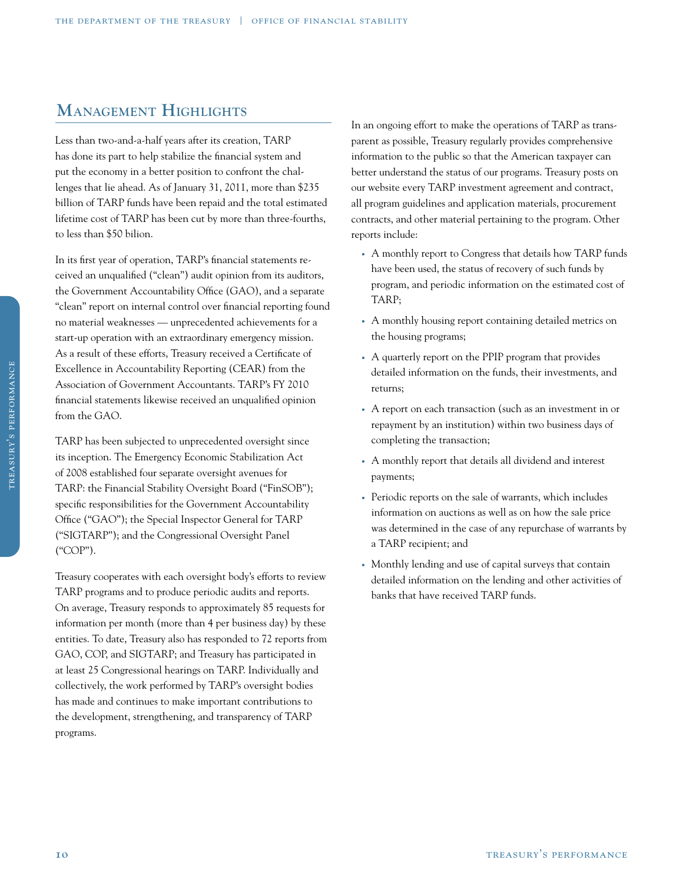## Management Highlights

Less than two-and-a-half years after its creation, TARP has done its part to help stabilize the financial system and put the economy in a better position to confront the challenges that lie ahead. As of January 31, 2011, more than $235 billion of TARP funds have been repaid and the total estimated lifetime cost of TARP has been cut by more than three-fourths, to less than $50 bilion.

In its first year of operation, TARP's financial statements received an unqualified ("clean") audit opinion from its auditors, the Government Accountability Office (GAO), and a separate "clean" report on internal control over financial reporting found no material weaknesses — unprecedented achievements for a start-up operation with an extraordinary emergency mission. As a result of these efforts, Treasury received a Certificate of Excellence in Accountability Reporting (CEAR) from the Association of Government Accountants. TARP's FY 2010 financial statements likewise received an unqualified opinion from the GAO.

TARP has been subjected to unprecedented oversight since its inception. The Emergency Economic Stabilization Act of 2008 established four separate oversight avenues for TARP: the Financial Stability Oversight Board ("FinSOB"); specific responsibilities for the Government Accountability Office ("GAO"); the Special Inspector General for TARP ("SIGTARP"); and the Congressional Oversight Panel ("COP").

Treasury cooperates with each oversight body's efforts to review TARP programs and to produce periodic audits and reports. On average, Treasury responds to approximately 85 requests for information per month (more than 4 per business day) by these entities. To date, Treasury also has responded to 72 reports from GAO, COP, and SIGTARP; and Treasury has participated in at least 25 Congressional hearings on TARP. Individually and collectively, the work performed by TARP's oversight bodies has made and continues to make important contributions to the development, strengthening, and transparency of TARP programs.

In an ongoing effort to make the operations of TARP as transparent as possible, Treasury regularly provides comprehensive information to the public so that the American taxpayer can better understand the status of our programs. Treasury posts on our website every TARP investment agreement and contract, all program guidelines and application materials, procurement contracts, and other material pertaining to the program. Other reports include:

- A monthly report to Congress that details how TARP funds have been used, the status of recovery of such funds by program, and periodic information on the estimated cost of TARP;
- A monthly housing report containing detailed metrics on the housing programs;
- A quarterly report on the PPIP program that provides detailed information on the funds, their investments, and returns;
- A report on each transaction (such as an investment in or repayment by an institution) within two business days of completing the transaction;
- A monthly report that details all dividend and interest payments;
- Periodic reports on the sale of warrants, which includes information on auctions as well as on how the sale price was determined in the case of any repurchase of warrants by a TARP recipient; and
- Monthly lending and use of capital surveys that contain detailed information on the lending and other activities of banks that have received TARP funds.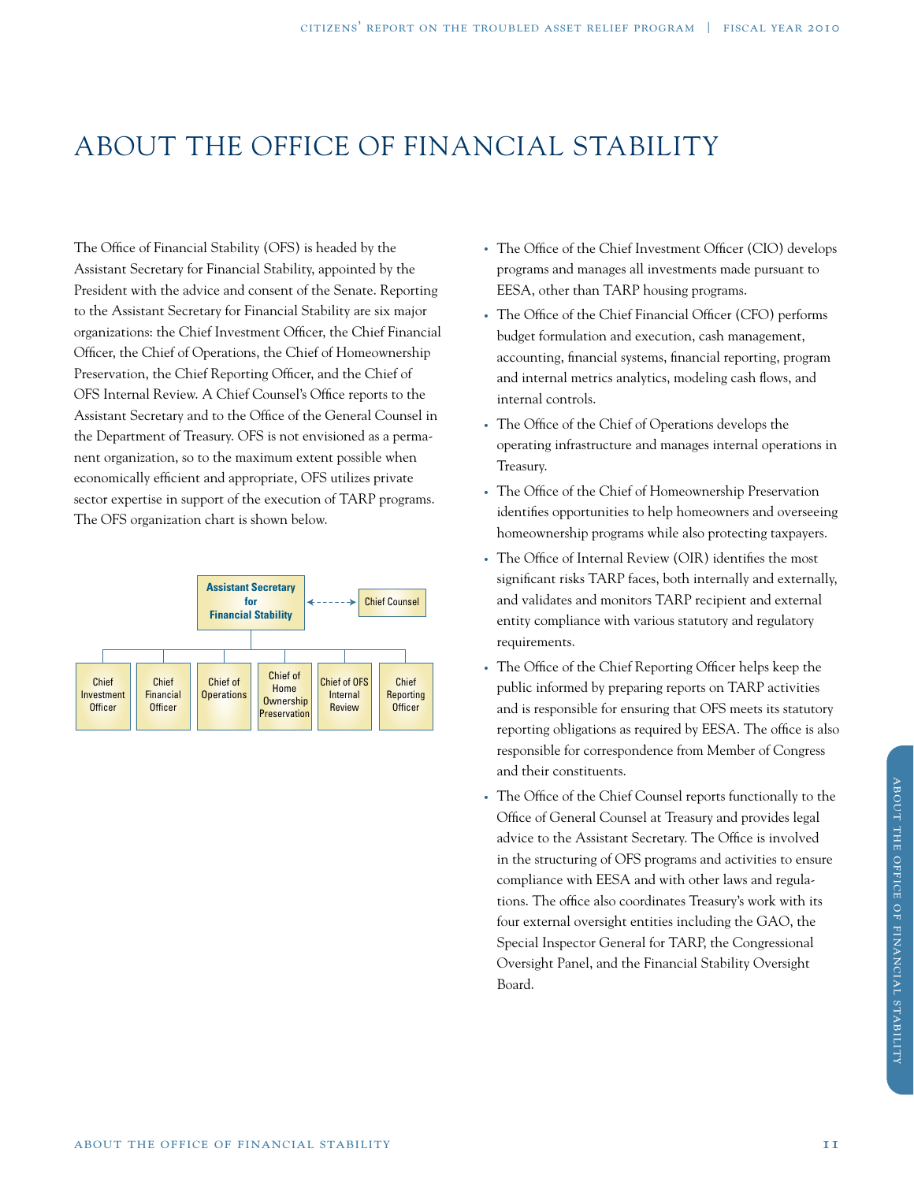# ABOUT THE OFFICE OF FINANCIAL STABILITY

The Office of Financial Stability (OFS) is headed by the Assistant Secretary for Financial Stability, appointed by the President with the advice and consent of the Senate. Reporting to the Assistant Secretary for Financial Stability are six major organizations: the Chief Investment Officer, the Chief Financial Officer, the Chief of Operations, the Chief of Homeownership Preservation, the Chief Reporting Officer, and the Chief of OFS Internal Review. A Chief Counsel's Office reports to the Assistant Secretary and to the Office of the General Counsel in the Department of Treasury. OFS is not envisioned as a permanent organization, so to the maximum extent possible when economically efficient and appropriate, OFS utilizes private sector expertise in support of the execution of TARP programs. The OFS organization chart is shown below.

Assistant Secretary for Financial Stability ← - - - → Chief Counsel

- Chief Investment Officer
- Chief Financial Officer
- Chief of Operations
- Chief of Home Ownership Preservation
- Chief of OFS Internal Review
- Chief Reporting Officer

- The Office of the Chief Investment Officer (CIO) develops programs and manages all investments made pursuant to EESA, other than TARP housing programs.
- The Office of the Chief Financial Officer (CFO) performs budget formulation and execution, cash management, accounting, financial systems, financial reporting, program and internal metrics analytics, modeling cash flows, and internal controls.
- The Office of the Chief of Operations develops the operating infrastructure and manages internal operations in Treasury.
- The Office of the Chief of Homeownership Preservation identifies opportunities to help homeowners and overseeing homeownership programs while also protecting taxpayers.
- The Office of Internal Review (OIR) identifies the most significant risks TARP faces, both internally and externally, and validates and monitors TARP recipient and external entity compliance with various statutory and regulatory requirements.
- The Office of the Chief Reporting Officer helps keep the public informed by preparing reports on TARP activities and is responsible for ensuring that OFS meets its statutory reporting obligations as required by EESA. The office is also responsible for correspondence from Member of Congress and their constituents.
- The Office of the Chief Counsel reports functionally to the Office of General Counsel at Treasury and provides legal advice to the Assistant Secretary. The Office is involved in the structuring of OFS programs and activities to ensure compliance with EESA and with other laws and regulations. The office also coordinates Treasury's work with its four external oversight entities including the GAO, the Special Inspector General for TARP, the Congressional Oversight Panel, and the Financial Stability Oversight Board.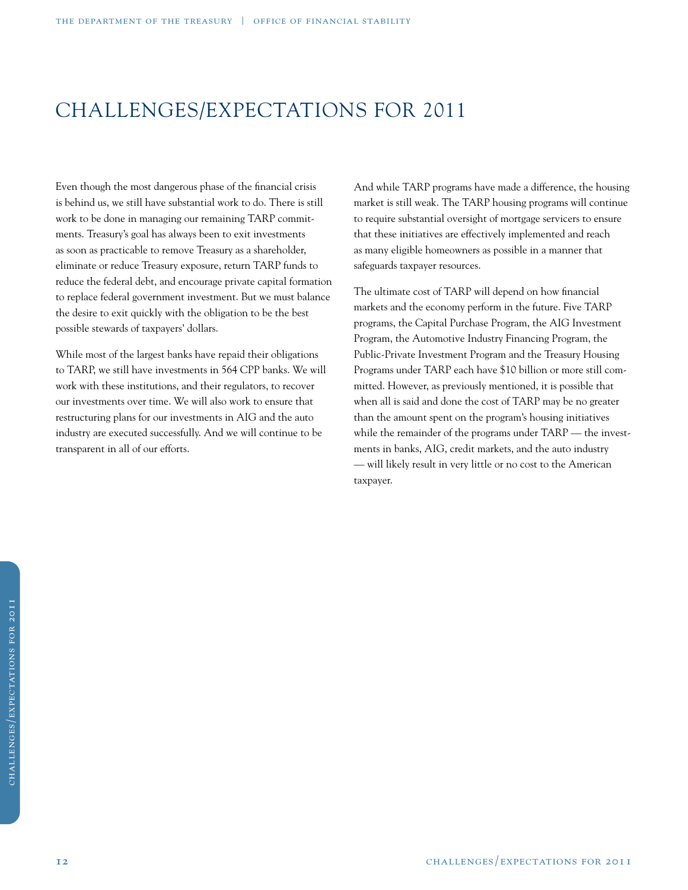# CHALLENGES/EXPECTATIONS FOR 2011

Even though the most dangerous phase of the financial crisis is behind us, we still have substantial work to do. There is still work to be done in managing our remaining TARP commitments. Treasury's goal has always been to exit investments as soon as practicable to remove Treasury as a shareholder, eliminate or reduce Treasury exposure, return TARP funds to reduce the federal debt, and encourage private capital formation to replace federal government investment. But we must balance the desire to exit quickly with the obligation to be the best possible stewards of taxpayers' dollars.

While most of the largest banks have repaid their obligations to TARP, we still have investments in 564 CPP banks. We will work with these institutions, and their regulators, to recover our investments over time. We will also work to ensure that restructuring plans for our investments in AIG and the auto industry are executed successfully. And we will continue to be transparent in all of our efforts.

And while TARP programs have made a difference, the housing market is still weak. The TARP housing programs will continue to require substantial oversight of mortgage servicers to ensure that these initiatives are effectively implemented and reach as many eligible homeowners as possible in a manner that safeguards taxpayer resources.

The ultimate cost of TARP will depend on how financial markets and the economy perform in the future. Five TARP programs, the Capital Purchase Program, the AIG Investment Program, the Automotive Industry Financing Program, the Public-Private Investment Program and the Treasury Housing Programs under TARP each have $10 billion or more still committed. However, as previously mentioned, it is possible that when all is said and done the cost of TARP may be no greater than the amount spent on the program's housing initiatives while the remainder of the programs under TARP — the investments in banks, AIG, credit markets, and the auto industry — will likely result in very little or no cost to the American taxpayer.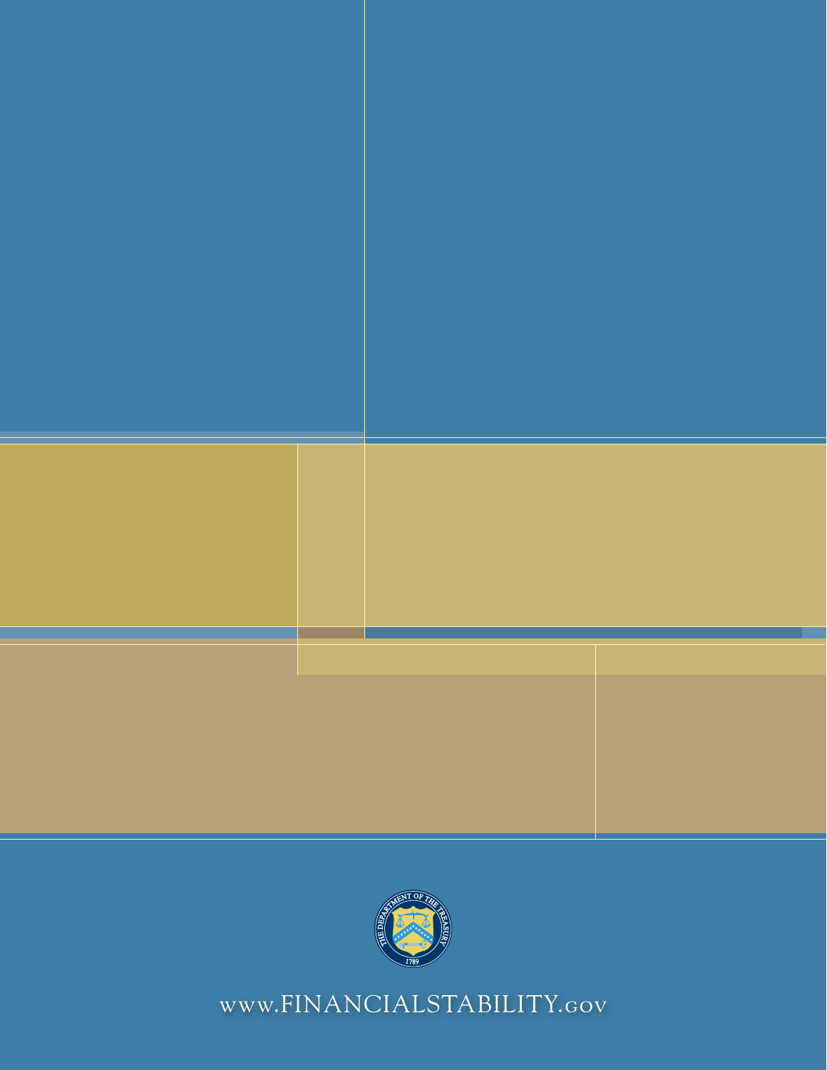www.FINANCIALSTABILITY.gov